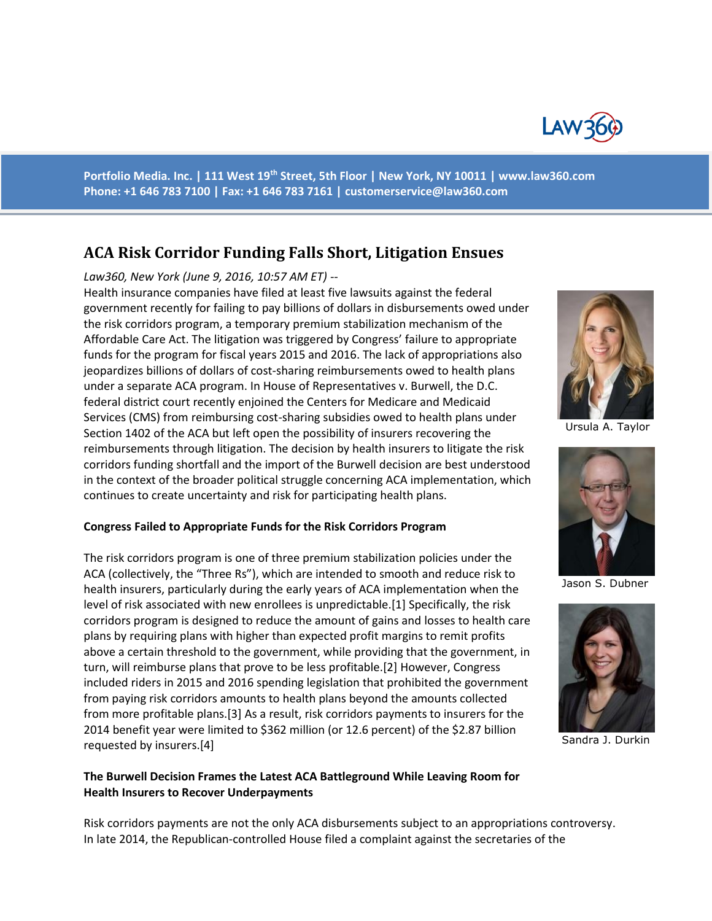Portfolio Media. Inc. | 111 West 19th Street, 5th Floor | New York, NY 10011 | www.law360.com
Phone: +1 646 783 7100 | Fax: +1 646 783 7161 | customerservice@law360.com

# ACA Risk Corridor Funding Falls Short, Litigation Ensues

*Law360, New York (June 9, 2016, 10:57 AM ET) --*

Health insurance companies have filed at least five lawsuits against the federal government recently for failing to pay billions of dollars in disbursements owed under the risk corridors program, a temporary premium stabilization mechanism of the Affordable Care Act. The litigation was triggered by Congress' failure to appropriate funds for the program for fiscal years 2015 and 2016. The lack of appropriations also jeopardizes billions of dollars of cost-sharing reimbursements owed to health plans under a separate ACA program. In House of Representatives v. Burwell, the D.C. federal district court recently enjoined the Centers for Medicare and Medicaid Services (CMS) from reimbursing cost-sharing subsidies owed to health plans under Section 1402 of the ACA but left open the possibility of insurers recovering the reimbursements through litigation. The decision by health insurers to litigate the risk corridors funding shortfall and the import of the Burwell decision are best understood in the context of the broader political struggle concerning ACA implementation, which continues to create uncertainty and risk for participating health plans.

Ursula A. Taylor

Jason S. Dubner

Sandra J. Durkin

**Congress Failed to Appropriate Funds for the Risk Corridors Program**

The risk corridors program is one of three premium stabilization policies under the ACA (collectively, the "Three Rs"), which are intended to smooth and reduce risk to health insurers, particularly during the early years of ACA implementation when the level of risk associated with new enrollees is unpredictable.[1] Specifically, the risk corridors program is designed to reduce the amount of gains and losses to health care plans by requiring plans with higher than expected profit margins to remit profits above a certain threshold to the government, while providing that the government, in turn, will reimburse plans that prove to be less profitable.[2] However, Congress included riders in 2015 and 2016 spending legislation that prohibited the government from paying risk corridors amounts to health plans beyond the amounts collected from more profitable plans.[3] As a result, risk corridors payments to insurers for the 2014 benefit year were limited to $362 million (or 12.6 percent) of the $2.87 billion requested by insurers.[4]

**The Burwell Decision Frames the Latest ACA Battleground While Leaving Room for Health Insurers to Recover Underpayments**

Risk corridors payments are not the only ACA disbursements subject to an appropriations controversy. In late 2014, the Republican-controlled House filed a complaint against the secretaries of the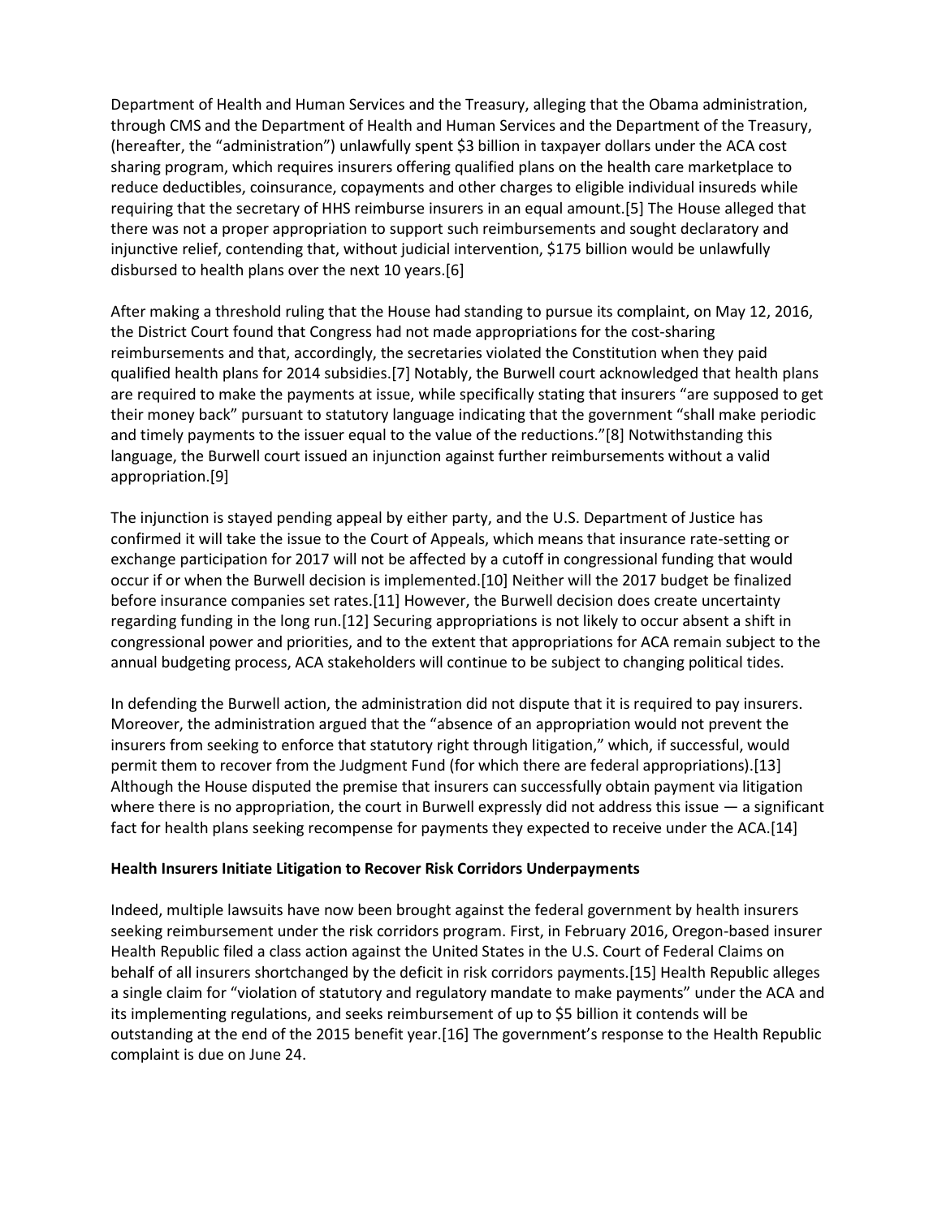Department of Health and Human Services and the Treasury, alleging that the Obama administration, through CMS and the Department of Health and Human Services and the Department of the Treasury, (hereafter, the "administration") unlawfully spent $3 billion in taxpayer dollars under the ACA cost sharing program, which requires insurers offering qualified plans on the health care marketplace to reduce deductibles, coinsurance, copayments and other charges to eligible individual insureds while requiring that the secretary of HHS reimburse insurers in an equal amount.[5] The House alleged that there was not a proper appropriation to support such reimbursements and sought declaratory and injunctive relief, contending that, without judicial intervention, $175 billion would be unlawfully disbursed to health plans over the next 10 years.[6]

After making a threshold ruling that the House had standing to pursue its complaint, on May 12, 2016, the District Court found that Congress had not made appropriations for the cost-sharing reimbursements and that, accordingly, the secretaries violated the Constitution when they paid qualified health plans for 2014 subsidies.[7] Notably, the Burwell court acknowledged that health plans are required to make the payments at issue, while specifically stating that insurers "are supposed to get their money back" pursuant to statutory language indicating that the government "shall make periodic and timely payments to the issuer equal to the value of the reductions."[8] Notwithstanding this language, the Burwell court issued an injunction against further reimbursements without a valid appropriation.[9]

The injunction is stayed pending appeal by either party, and the U.S. Department of Justice has confirmed it will take the issue to the Court of Appeals, which means that insurance rate-setting or exchange participation for 2017 will not be affected by a cutoff in congressional funding that would occur if or when the Burwell decision is implemented.[10] Neither will the 2017 budget be finalized before insurance companies set rates.[11] However, the Burwell decision does create uncertainty regarding funding in the long run.[12] Securing appropriations is not likely to occur absent a shift in congressional power and priorities, and to the extent that appropriations for ACA remain subject to the annual budgeting process, ACA stakeholders will continue to be subject to changing political tides.

In defending the Burwell action, the administration did not dispute that it is required to pay insurers. Moreover, the administration argued that the "absence of an appropriation would not prevent the insurers from seeking to enforce that statutory right through litigation," which, if successful, would permit them to recover from the Judgment Fund (for which there are federal appropriations).[13] Although the House disputed the premise that insurers can successfully obtain payment via litigation where there is no appropriation, the court in Burwell expressly did not address this issue — a significant fact for health plans seeking recompense for payments they expected to receive under the ACA.[14]

**Health Insurers Initiate Litigation to Recover Risk Corridors Underpayments**

Indeed, multiple lawsuits have now been brought against the federal government by health insurers seeking reimbursement under the risk corridors program. First, in February 2016, Oregon-based insurer Health Republic filed a class action against the United States in the U.S. Court of Federal Claims on behalf of all insurers shortchanged by the deficit in risk corridors payments.[15] Health Republic alleges a single claim for "violation of statutory and regulatory mandate to make payments" under the ACA and its implementing regulations, and seeks reimbursement of up to $5 billion it contends will be outstanding at the end of the 2015 benefit year.[16] The government's response to the Health Republic complaint is due on June 24.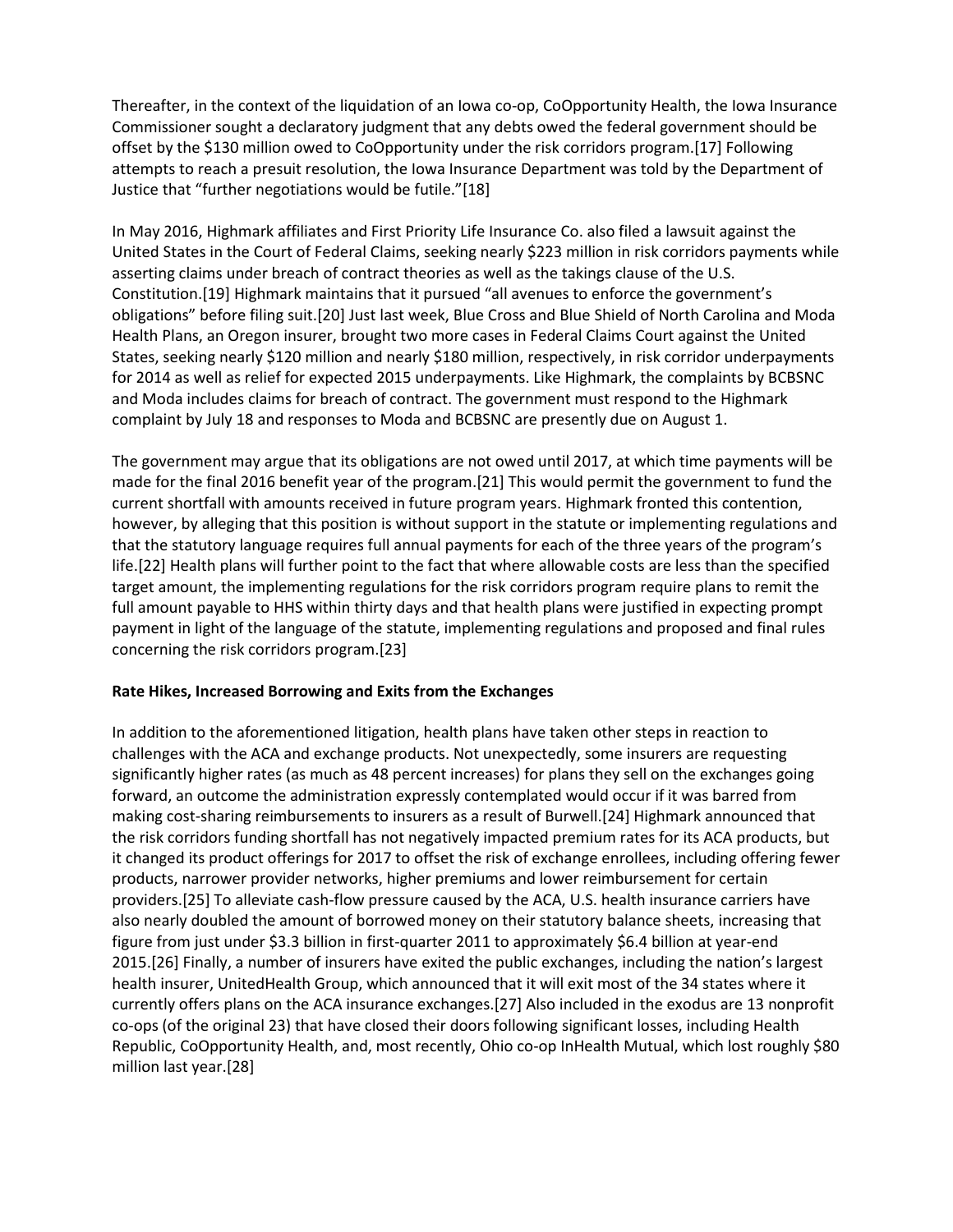Thereafter, in the context of the liquidation of an Iowa co-op, CoOpportunity Health, the Iowa Insurance Commissioner sought a declaratory judgment that any debts owed the federal government should be offset by the $130 million owed to CoOpportunity under the risk corridors program.[17] Following attempts to reach a presuit resolution, the Iowa Insurance Department was told by the Department of Justice that "further negotiations would be futile."[18]

In May 2016, Highmark affiliates and First Priority Life Insurance Co. also filed a lawsuit against the United States in the Court of Federal Claims, seeking nearly $223 million in risk corridors payments while asserting claims under breach of contract theories as well as the takings clause of the U.S. Constitution.[19] Highmark maintains that it pursued "all avenues to enforce the government's obligations" before filing suit.[20] Just last week, Blue Cross and Blue Shield of North Carolina and Moda Health Plans, an Oregon insurer, brought two more cases in Federal Claims Court against the United States, seeking nearly $120 million and nearly $180 million, respectively, in risk corridor underpayments for 2014 as well as relief for expected 2015 underpayments. Like Highmark, the complaints by BCBSNC and Moda includes claims for breach of contract. The government must respond to the Highmark complaint by July 18 and responses to Moda and BCBSNC are presently due on August 1.

The government may argue that its obligations are not owed until 2017, at which time payments will be made for the final 2016 benefit year of the program.[21] This would permit the government to fund the current shortfall with amounts received in future program years. Highmark fronted this contention, however, by alleging that this position is without support in the statute or implementing regulations and that the statutory language requires full annual payments for each of the three years of the program's life.[22] Health plans will further point to the fact that where allowable costs are less than the specified target amount, the implementing regulations for the risk corridors program require plans to remit the full amount payable to HHS within thirty days and that health plans were justified in expecting prompt payment in light of the language of the statute, implementing regulations and proposed and final rules concerning the risk corridors program.[23]

**Rate Hikes, Increased Borrowing and Exits from the Exchanges**

In addition to the aforementioned litigation, health plans have taken other steps in reaction to challenges with the ACA and exchange products. Not unexpectedly, some insurers are requesting significantly higher rates (as much as 48 percent increases) for plans they sell on the exchanges going forward, an outcome the administration expressly contemplated would occur if it was barred from making cost-sharing reimbursements to insurers as a result of Burwell.[24] Highmark announced that the risk corridors funding shortfall has not negatively impacted premium rates for its ACA products, but it changed its product offerings for 2017 to offset the risk of exchange enrollees, including offering fewer products, narrower provider networks, higher premiums and lower reimbursement for certain providers.[25] To alleviate cash-flow pressure caused by the ACA, U.S. health insurance carriers have also nearly doubled the amount of borrowed money on their statutory balance sheets, increasing that figure from just under $3.3 billion in first-quarter 2011 to approximately $6.4 billion at year-end 2015.[26] Finally, a number of insurers have exited the public exchanges, including the nation's largest health insurer, UnitedHealth Group, which announced that it will exit most of the 34 states where it currently offers plans on the ACA insurance exchanges.[27] Also included in the exodus are 13 nonprofit co-ops (of the original 23) that have closed their doors following significant losses, including Health Republic, CoOpportunity Health, and, most recently, Ohio co-op InHealth Mutual, which lost roughly $80 million last year.[28]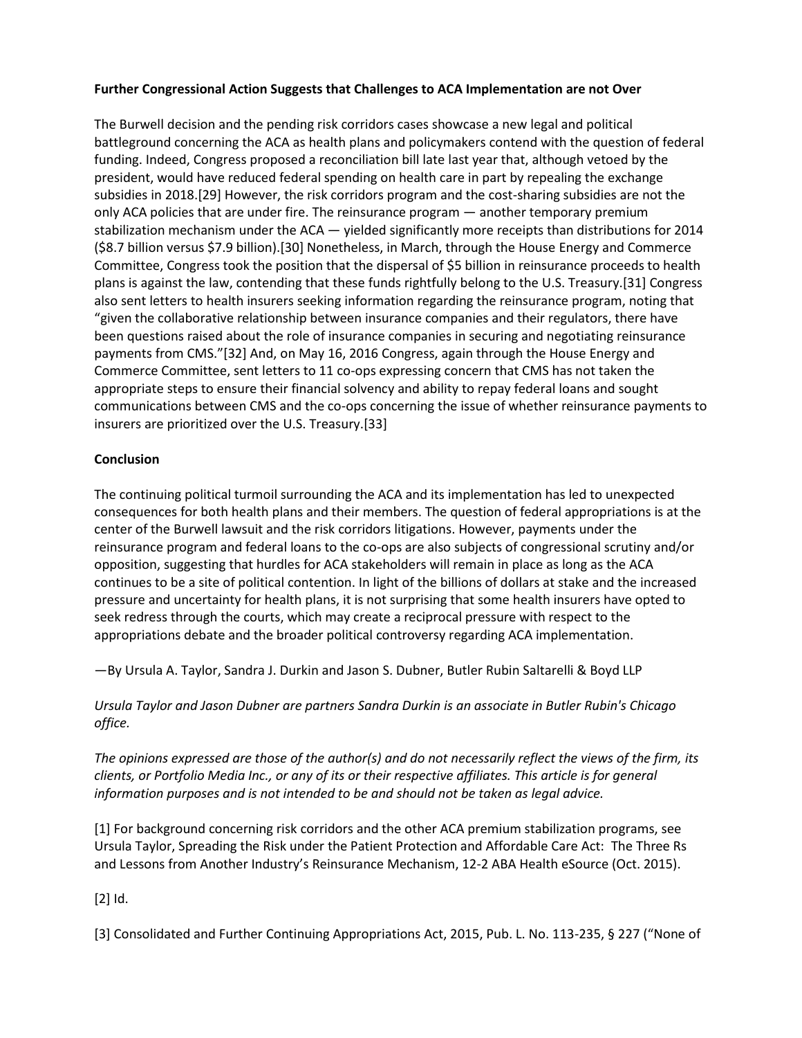**Further Congressional Action Suggests that Challenges to ACA Implementation are not Over**

The Burwell decision and the pending risk corridors cases showcase a new legal and political battleground concerning the ACA as health plans and policymakers contend with the question of federal funding. Indeed, Congress proposed a reconciliation bill late last year that, although vetoed by the president, would have reduced federal spending on health care in part by repealing the exchange subsidies in 2018.[29] However, the risk corridors program and the cost-sharing subsidies are not the only ACA policies that are under fire. The reinsurance program — another temporary premium stabilization mechanism under the ACA — yielded significantly more receipts than distributions for 2014 ($8.7 billion versus $7.9 billion).[30] Nonetheless, in March, through the House Energy and Commerce Committee, Congress took the position that the dispersal of $5 billion in reinsurance proceeds to health plans is against the law, contending that these funds rightfully belong to the U.S. Treasury.[31] Congress also sent letters to health insurers seeking information regarding the reinsurance program, noting that "given the collaborative relationship between insurance companies and their regulators, there have been questions raised about the role of insurance companies in securing and negotiating reinsurance payments from CMS."[32] And, on May 16, 2016 Congress, again through the House Energy and Commerce Committee, sent letters to 11 co-ops expressing concern that CMS has not taken the appropriate steps to ensure their financial solvency and ability to repay federal loans and sought communications between CMS and the co-ops concerning the issue of whether reinsurance payments to insurers are prioritized over the U.S. Treasury.[33]

**Conclusion**

The continuing political turmoil surrounding the ACA and its implementation has led to unexpected consequences for both health plans and their members. The question of federal appropriations is at the center of the Burwell lawsuit and the risk corridors litigations. However, payments under the reinsurance program and federal loans to the co-ops are also subjects of congressional scrutiny and/or opposition, suggesting that hurdles for ACA stakeholders will remain in place as long as the ACA continues to be a site of political contention. In light of the billions of dollars at stake and the increased pressure and uncertainty for health plans, it is not surprising that some health insurers have opted to seek redress through the courts, which may create a reciprocal pressure with respect to the appropriations debate and the broader political controversy regarding ACA implementation.

—By Ursula A. Taylor, Sandra J. Durkin and Jason S. Dubner, Butler Rubin Saltarelli & Boyd LLP

*Ursula Taylor and Jason Dubner are partners Sandra Durkin is an associate in Butler Rubin's Chicago office.*

*The opinions expressed are those of the author(s) and do not necessarily reflect the views of the firm, its clients, or Portfolio Media Inc., or any of its or their respective affiliates. This article is for general information purposes and is not intended to be and should not be taken as legal advice.*

[1] For background concerning risk corridors and the other ACA premium stabilization programs, see Ursula Taylor, Spreading the Risk under the Patient Protection and Affordable Care Act: The Three Rs and Lessons from Another Industry's Reinsurance Mechanism, 12-2 ABA Health eSource (Oct. 2015).

[2] Id.

[3] Consolidated and Further Continuing Appropriations Act, 2015, Pub. L. No. 113-235, § 227 ("None of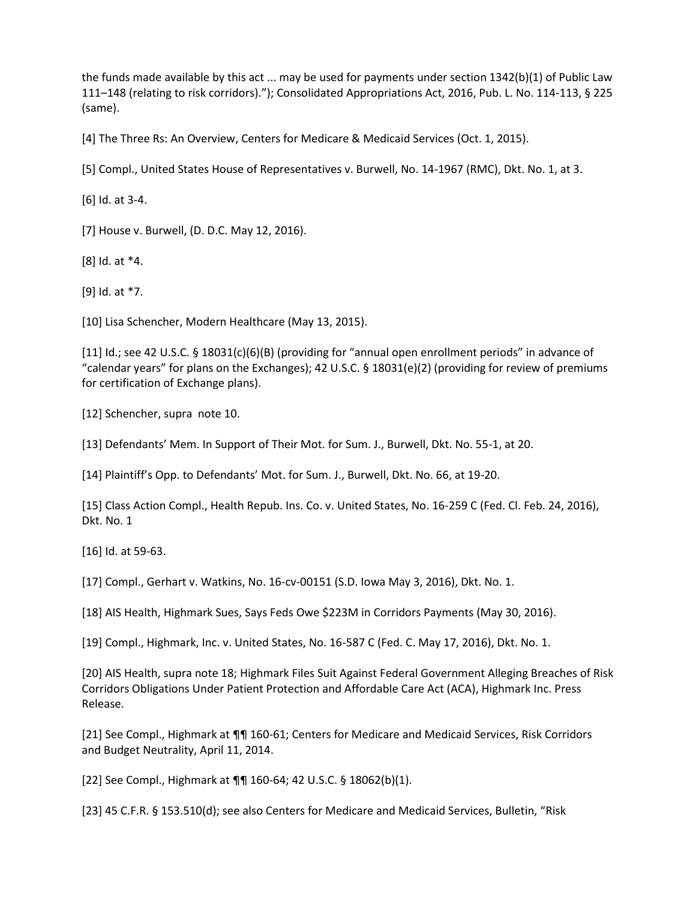the funds made available by this act ... may be used for payments under section 1342(b)(1) of Public Law 111–148 (relating to risk corridors)."); Consolidated Appropriations Act, 2016, Pub. L. No. 114-113, § 225 (same).

[4] The Three Rs: An Overview, Centers for Medicare & Medicaid Services (Oct. 1, 2015).

[5] Compl., United States House of Representatives v. Burwell, No. 14-1967 (RMC), Dkt. No. 1, at 3.

[6] Id. at 3-4.

[7] House v. Burwell, (D. D.C. May 12, 2016).

[8] Id. at *4.

[9] Id. at *7.

[10] Lisa Schencher, Modern Healthcare (May 13, 2015).

[11] Id.; see 42 U.S.C. § 18031(c)(6)(B) (providing for "annual open enrollment periods" in advance of "calendar years" for plans on the Exchanges); 42 U.S.C. § 18031(e)(2) (providing for review of premiums for certification of Exchange plans).

[12] Schencher, supra note 10.

[13] Defendants' Mem. In Support of Their Mot. for Sum. J., Burwell, Dkt. No. 55-1, at 20.

[14] Plaintiff's Opp. to Defendants' Mot. for Sum. J., Burwell, Dkt. No. 66, at 19-20.

[15] Class Action Compl., Health Repub. Ins. Co. v. United States, No. 16-259 C (Fed. Cl. Feb. 24, 2016), Dkt. No. 1

[16] Id. at 59-63.

[17] Compl., Gerhart v. Watkins, No. 16-cv-00151 (S.D. Iowa May 3, 2016), Dkt. No. 1.

[18] AIS Health, Highmark Sues, Says Feds Owe $223M in Corridors Payments (May 30, 2016).

[19] Compl., Highmark, Inc. v. United States, No. 16-587 C (Fed. C. May 17, 2016), Dkt. No. 1.

[20] AIS Health, supra note 18; Highmark Files Suit Against Federal Government Alleging Breaches of Risk Corridors Obligations Under Patient Protection and Affordable Care Act (ACA), Highmark Inc. Press Release.

[21] See Compl., Highmark at ¶¶ 160-61; Centers for Medicare and Medicaid Services, Risk Corridors and Budget Neutrality, April 11, 2014.

[22] See Compl., Highmark at ¶¶ 160-64; 42 U.S.C. § 18062(b)(1).

[23] 45 C.F.R. § 153.510(d); see also Centers for Medicare and Medicaid Services, Bulletin, "Risk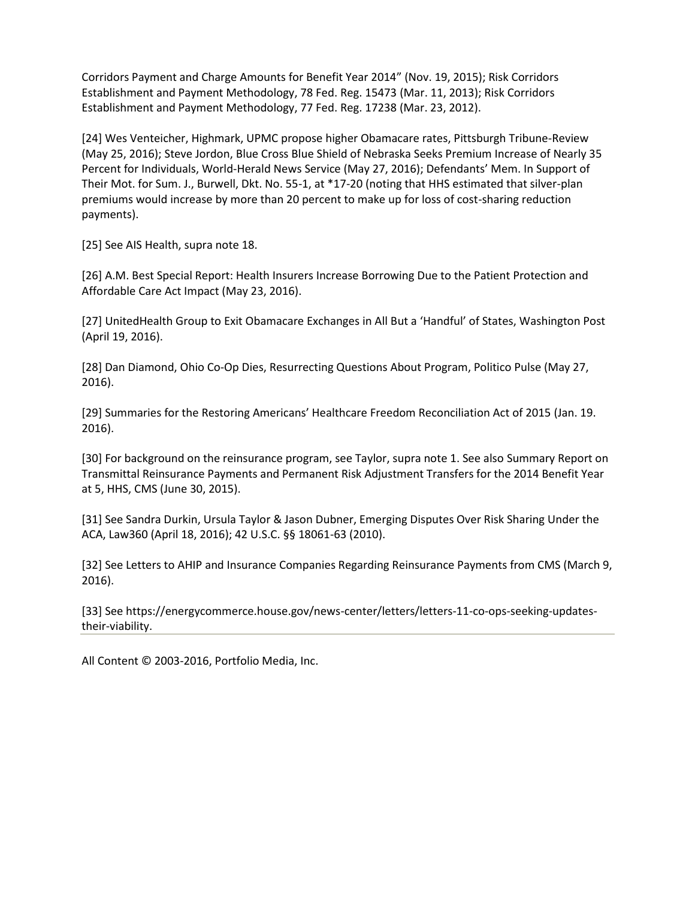Corridors Payment and Charge Amounts for Benefit Year 2014" (Nov. 19, 2015); Risk Corridors Establishment and Payment Methodology, 78 Fed. Reg. 15473 (Mar. 11, 2013); Risk Corridors Establishment and Payment Methodology, 77 Fed. Reg. 17238 (Mar. 23, 2012).

[24] Wes Venteicher, Highmark, UPMC propose higher Obamacare rates, Pittsburgh Tribune-Review (May 25, 2016); Steve Jordon, Blue Cross Blue Shield of Nebraska Seeks Premium Increase of Nearly 35 Percent for Individuals, World-Herald News Service (May 27, 2016); Defendants' Mem. In Support of Their Mot. for Sum. J., Burwell, Dkt. No. 55-1, at *17-20 (noting that HHS estimated that silver-plan premiums would increase by more than 20 percent to make up for loss of cost-sharing reduction payments).

[25] See AIS Health, supra note 18.

[26] A.M. Best Special Report: Health Insurers Increase Borrowing Due to the Patient Protection and Affordable Care Act Impact (May 23, 2016).

[27] UnitedHealth Group to Exit Obamacare Exchanges in All But a 'Handful' of States, Washington Post (April 19, 2016).

[28] Dan Diamond, Ohio Co-Op Dies, Resurrecting Questions About Program, Politico Pulse (May 27, 2016).

[29] Summaries for the Restoring Americans' Healthcare Freedom Reconciliation Act of 2015 (Jan. 19. 2016).

[30] For background on the reinsurance program, see Taylor, supra note 1. See also Summary Report on Transmittal Reinsurance Payments and Permanent Risk Adjustment Transfers for the 2014 Benefit Year at 5, HHS, CMS (June 30, 2015).

[31] See Sandra Durkin, Ursula Taylor & Jason Dubner, Emerging Disputes Over Risk Sharing Under the ACA, Law360 (April 18, 2016); 42 U.S.C. §§ 18061-63 (2010).

[32] See Letters to AHIP and Insurance Companies Regarding Reinsurance Payments from CMS (March 9, 2016).

[33] See https://energycommerce.house.gov/news-center/letters/letters-11-co-ops-seeking-updates-their-viability.

All Content © 2003-2016, Portfolio Media, Inc.